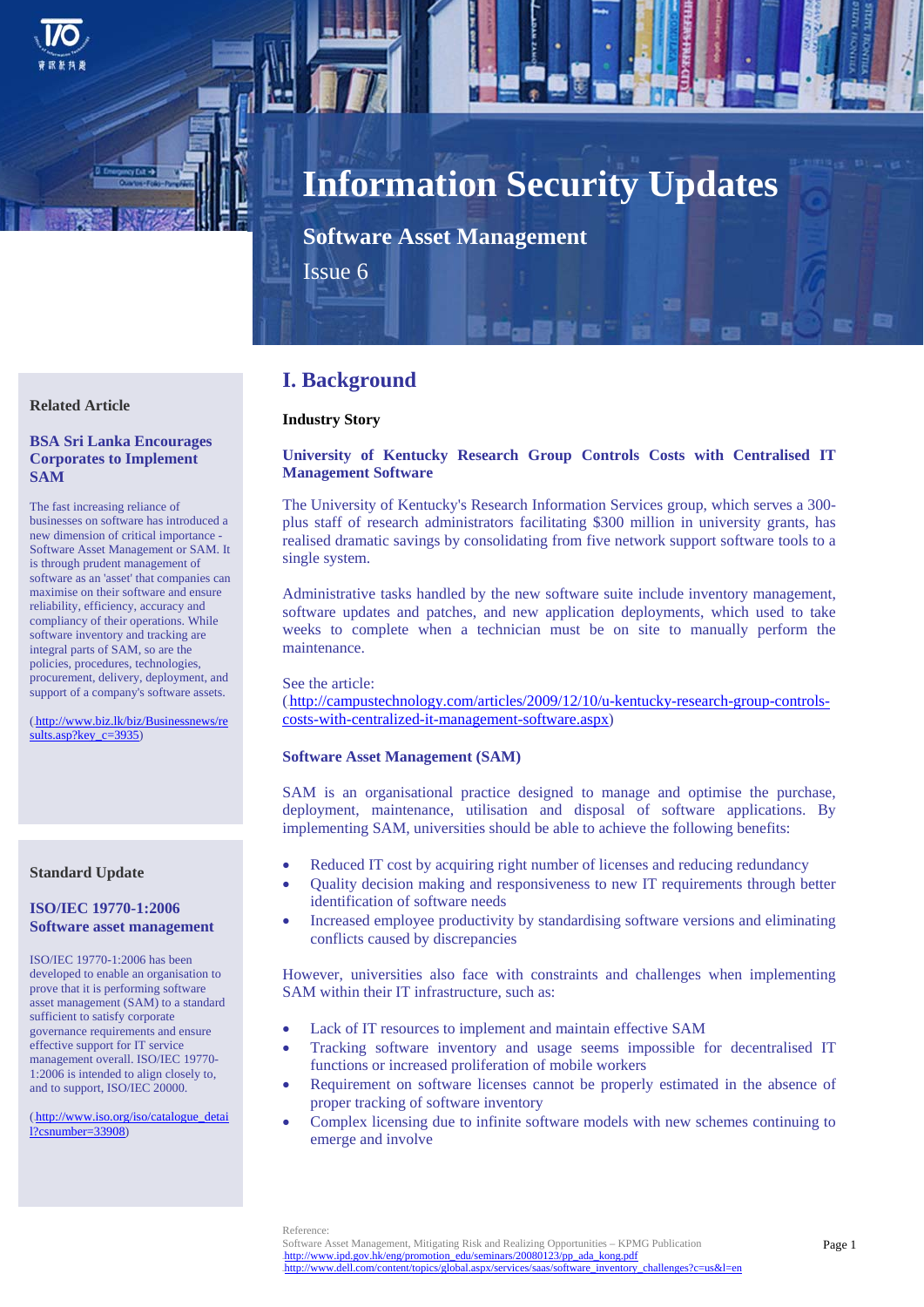# Information Security Updates

## Software Asset Management

Issue 6

## I. Background

**Industry Story**

### University of Kentucky Research Group Controls Costs with Centralised IT Management Software

The University of Kentucky's Research Information Services group, which serves a 300-plus staff of research administrators facilitating $300 million in university grants, has realised dramatic savings by consolidating from five network support software tools to a single system.

Administrative tasks handled by the new software suite include inventory management, software updates and patches, and new application deployments, which used to take weeks to complete when a technician must be on site to manually perform the maintenance.

See the article:
(http://campustechnology.com/articles/2009/12/10/u-kentucky-research-group-controls-costs-with-centralized-it-management-software.aspx)

### Software Asset Management (SAM)

SAM is an organisational practice designed to manage and optimise the purchase, deployment, maintenance, utilisation and disposal of software applications. By implementing SAM, universities should be able to achieve the following benefits:

- Reduced IT cost by acquiring right number of licenses and reducing redundancy
- Quality decision making and responsiveness to new IT requirements through better identification of software needs
- Increased employee productivity by standardising software versions and eliminating conflicts caused by discrepancies

However, universities also face with constraints and challenges when implementing SAM within their IT infrastructure, such as:

- Lack of IT resources to implement and maintain effective SAM
- Tracking software inventory and usage seems impossible for decentralised IT functions or increased proliferation of mobile workers
- Requirement on software licenses cannot be properly estimated in the absence of proper tracking of software inventory
- Complex licensing due to infinite software models with new schemes continuing to emerge and involve

Reference:
Software Asset Management, Mitigating Risk and Realizing Opportunities – KPMG Publication
http://www.ipd.gov.hk/eng/promotion_edu/seminars/20080123/pp_ada_kong.pdf
http://www.dell.com/content/topics/global.aspx/services/saas/software_inventory_challenges?c=us&l=en

**Related Article**

### BSA Sri Lanka Encourages Corporates to Implement SAM

The fast increasing reliance of businesses on software has introduced a new dimension of critical importance - Software Asset Management or SAM. It is through prudent management of software as an 'asset' that companies can maximise on their software and ensure reliability, efficiency, accuracy and compliancy of their operations. While software inventory and tracking are integral parts of SAM, so are the policies, procedures, technologies, procurement, delivery, deployment, and support of a company's software assets.

(http://www.biz.lk/biz/Businessnews/results.asp?key_c=3935)

**Standard Update**

### ISO/IEC 19770-1:2006 Software asset management

ISO/IEC 19770-1:2006 has been developed to enable an organisation to prove that it is performing software asset management (SAM) to a standard sufficient to satisfy corporate governance requirements and ensure effective support for IT service management overall. ISO/IEC 19770-1:2006 is intended to align closely to, and to support, ISO/IEC 20000.

(http://www.iso.org/iso/catalogue_detail?csnumber=33908)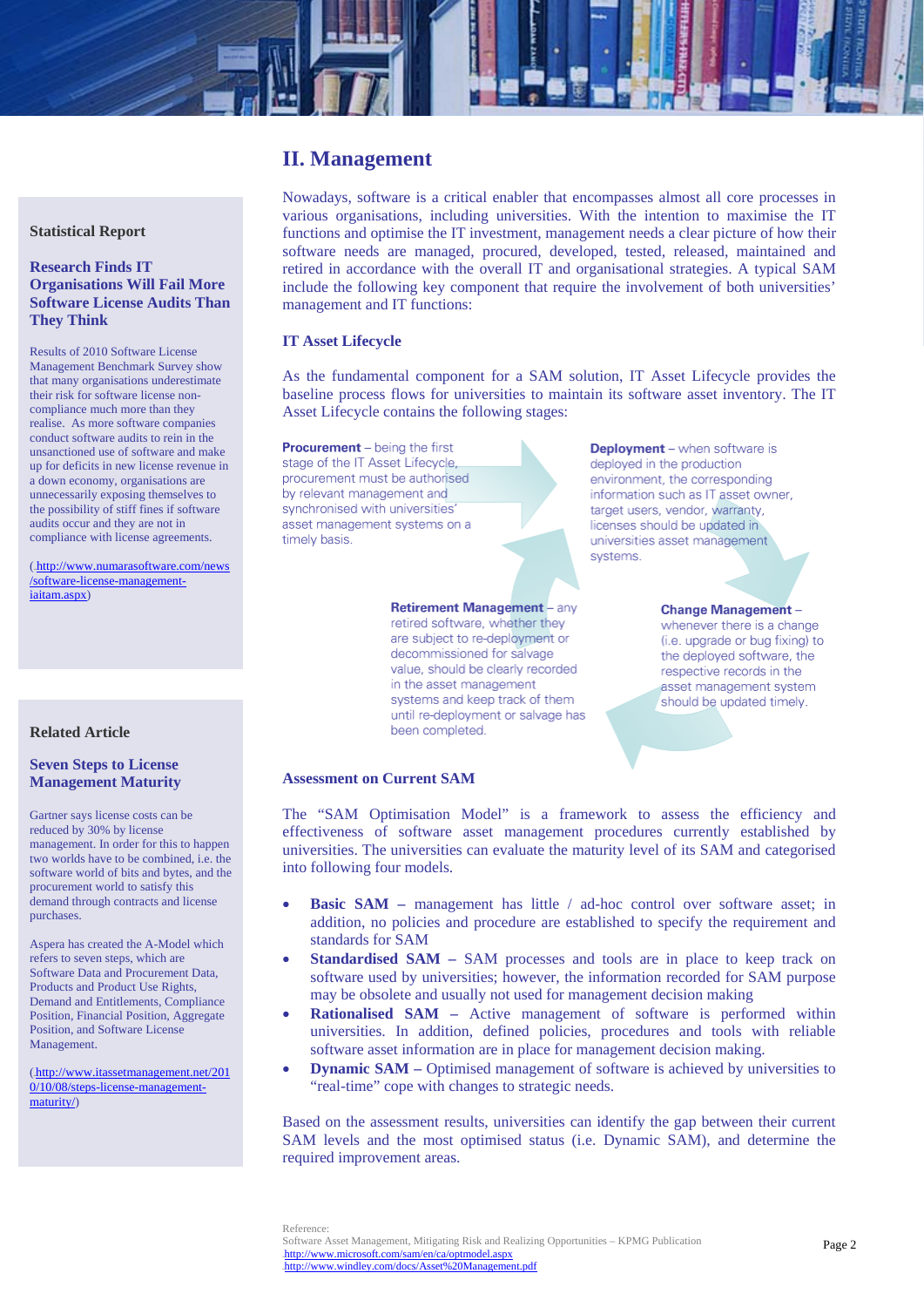## II. Management

Nowadays, software is a critical enabler that encompasses almost all core processes in various organisations, including universities. With the intention to maximise the IT functions and optimise the IT investment, management needs a clear picture of how their software needs are managed, procured, developed, tested, released, maintained and retired in accordance with the overall IT and organisational strategies. A typical SAM include the following key component that require the involvement of both universities' management and IT functions:

### IT Asset Lifecycle

As the fundamental component for a SAM solution, IT Asset Lifecycle provides the baseline process flows for universities to maintain its software asset inventory. The IT Asset Lifecycle contains the following stages:

**Procurement** – being the first stage of the IT Asset Lifecycle, procurement must be authorised by relevant management and synchronised with universities' asset management systems on a timely basis.

**Deployment** – when software is deployed in the production environment, the corresponding information such as IT asset owner, target users, vendor, warranty, licenses should be updated in universities asset management systems.

**Change Management** – whenever there is a change (i.e. upgrade or bug fixing) to the deployed software, the respective records in the asset management system should be updated timely.

**Retirement Management** – any retired software, whether they are subject to re-deployment or decommissioned for salvage value, should be clearly recorded in the asset management systems and keep track of them until re-deployment or salvage has been completed.

### Assessment on Current SAM

The "SAM Optimisation Model" is a framework to assess the efficiency and effectiveness of software asset management procedures currently established by universities. The universities can evaluate the maturity level of its SAM and categorised into following four models.

- **Basic SAM –** management has little / ad-hoc control over software asset; in addition, no policies and procedure are established to specify the requirement and standards for SAM
- **Standardised SAM –** SAM processes and tools are in place to keep track on software used by universities; however, the information recorded for SAM purpose may be obsolete and usually not used for management decision making
- **Rationalised SAM –** Active management of software is performed within universities. In addition, defined policies, procedures and tools with reliable software asset information are in place for management decision making.
- **Dynamic SAM –** Optimised management of software is achieved by universities to "real-time" cope with changes to strategic needs.

Based on the assessment results, universities can identify the gap between their current SAM levels and the most optimised status (i.e. Dynamic SAM), and determine the required improvement areas.

Reference:
Software Asset Management, Mitigating Risk and Realizing Opportunities – KPMG Publication
http://www.microsoft.com/sam/en/ca/optmodel.aspx
http://www.windley.com/docs/Asset%20Management.pdf

---

**Statistical Report**

**Research Finds IT Organisations Will Fail More Software License Audits Than They Think**

Results of 2010 Software License Management Benchmark Survey show that many organisations underestimate their risk for software license non-compliance much more than they realise. As more software companies conduct software audits to rein in the unsanctioned use of software and make up for deficits in new license revenue in a down economy, organisations are unnecessarily exposing themselves to the possibility of stiff fines if software audits occur and they are not in compliance with license agreements.

(http://www.numarasoftware.com/news/software-license-management-iaitam.aspx)

**Related Article**

**Seven Steps to License Management Maturity**

Gartner says licence costs can be reduced by 30% by license management. In order for this to happen two worlds have to be combined, i.e. the software world of bits and bytes, and the procurement world to satisfy this demand through contracts and license purchases.

Aspera has created the A-Model which refers to seven steps, which are Software Data and Procurement Data, Products and Product Use Rights, Demand and Entitlements, Compliance Position, Financial Position, Aggregate Position, and Software License Management.

(http://www.itassetmanagement.net/2010/10/08/steps-license-management-maturity/)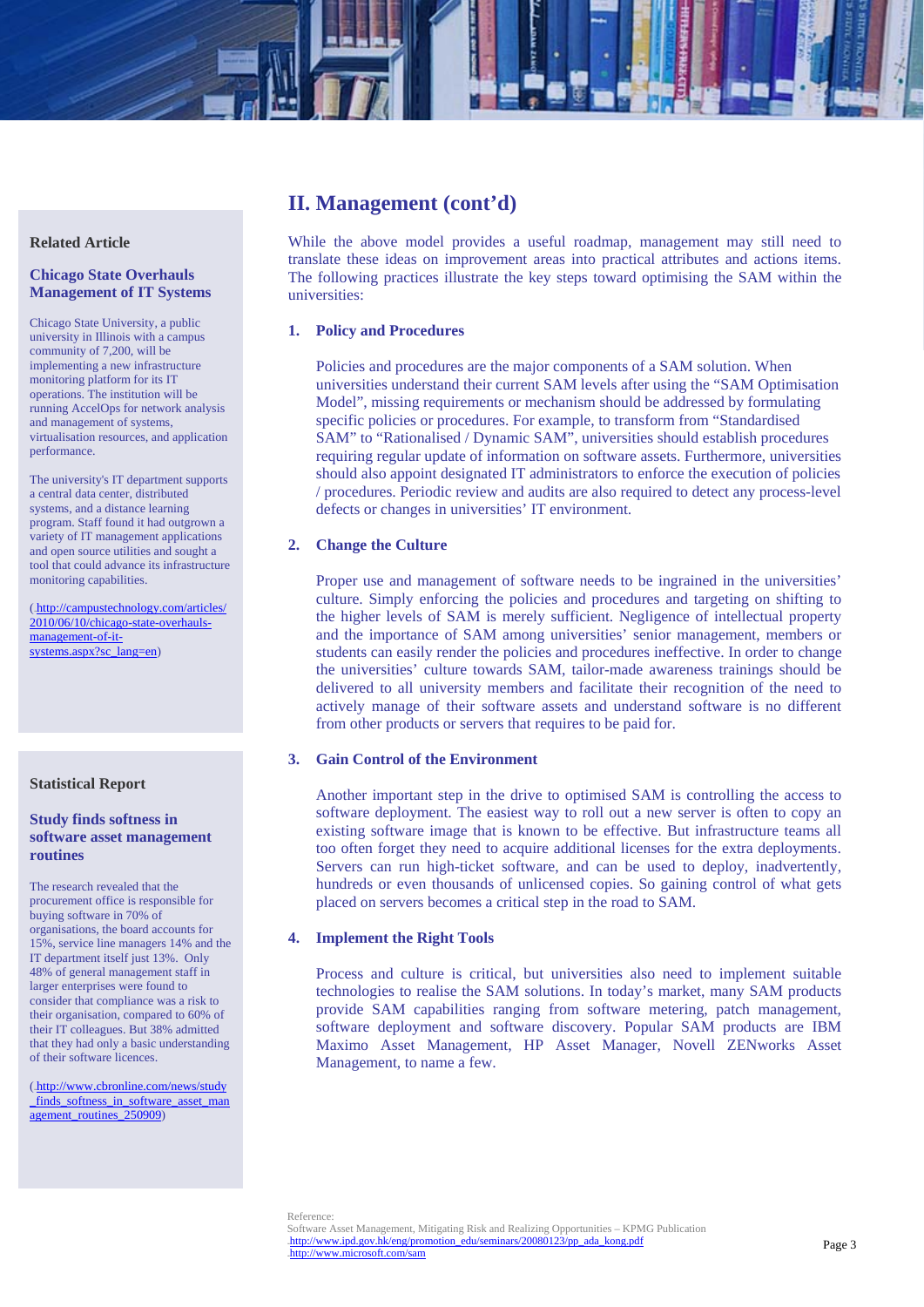## II. Management (cont'd)

While the above model provides a useful roadmap, management may still need to translate these ideas on improvement areas into practical attributes and actions items. The following practices illustrate the key steps toward optimising the SAM within the universities:

### 1. Policy and Procedures

Policies and procedures are the major components of a SAM solution. When universities understand their current SAM levels after using the "SAM Optimisation Model", missing requirements or mechanism should be addressed by formulating specific policies or procedures. For example, to transform from "Standardised SAM" to "Rationalised / Dynamic SAM", universities should establish procedures requiring regular update of information on software assets. Furthermore, universities should also appoint designated IT administrators to enforce the execution of policies / procedures. Periodic review and audits are also required to detect any process-level defects or changes in universities' IT environment.

### 2. Change the Culture

Proper use and management of software needs to be ingrained in the universities' culture. Simply enforcing the policies and procedures and targeting on shifting to the higher levels of SAM is merely sufficient. Negligence of intellectual property and the importance of SAM among universities' senior management, members or students can easily render the policies and procedures ineffective. In order to change the universities' culture towards SAM, tailor-made awareness trainings should be delivered to all university members and facilitate their recognition of the need to actively manage of their software assets and understand software is no different from other products or servers that requires to be paid for.

### 3. Gain Control of the Environment

Another important step in the drive to optimised SAM is controlling the access to software deployment. The easiest way to roll out a new server is often to copy an existing software image that is known to be effective. But infrastructure teams all too often forget they need to acquire additional licenses for the extra deployments. Servers can run high-ticket software, and can be used to deploy, inadvertently, hundreds or even thousands of unlicensed copies. So gaining control of what gets placed on servers becomes a critical step in the road to SAM.

### 4. Implement the Right Tools

Process and culture is critical, but universities also need to implement suitable technologies to realise the SAM solutions. In today's market, many SAM products provide SAM capabilities ranging from software metering, patch management, software deployment and software discovery. Popular SAM products are IBM Maximo Asset Management, HP Asset Manager, Novell ZENworks Asset Management, to name a few.

Reference:
Software Asset Management, Mitigating Risk and Realizing Opportunities – KPMG Publication
http://www.ipd.gov.hk/eng/promotion_edu/seminars/20080123/pp_ada_kong.pdf
http://www.microsoft.com/sam

---

**Related Article**

**Chicago State Overhauls Management of IT Systems**

Chicago State University, a public university in Illinois with a campus community of 7,200, will be implementing a new infrastructure monitoring platform for its IT operations. The institution will be running AccelOps for network analysis and management of systems, virtualisation resources, and application performance.

The university's IT department supports a central data center, distributed systems, and a distance learning program. Staff found it had outgrown a variety of IT management applications and open source utilities and sought a tool that could advance its infrastructure monitoring capabilities.

( http://campustechnology.com/articles/2010/06/10/chicago-state-overhauls-management-of-it-systems.aspx?sc_lang=en)

**Statistical Report**

**Study finds softness in software asset management routines**

The research revealed that the procurement office is responsible for buying software in 70% of organisations, the board accounts for 15%, service line managers 14% and the IT department itself just 13%. Only 48% of general management staff in larger enterprises were found to consider that compliance was a risk to their organisation, compared to 60% of their IT colleagues. But 38% admitted that they had only a basic understanding of their software licences.

( http://www.cbronline.com/news/study_finds_softness_in_software_asset_management_routines_250909)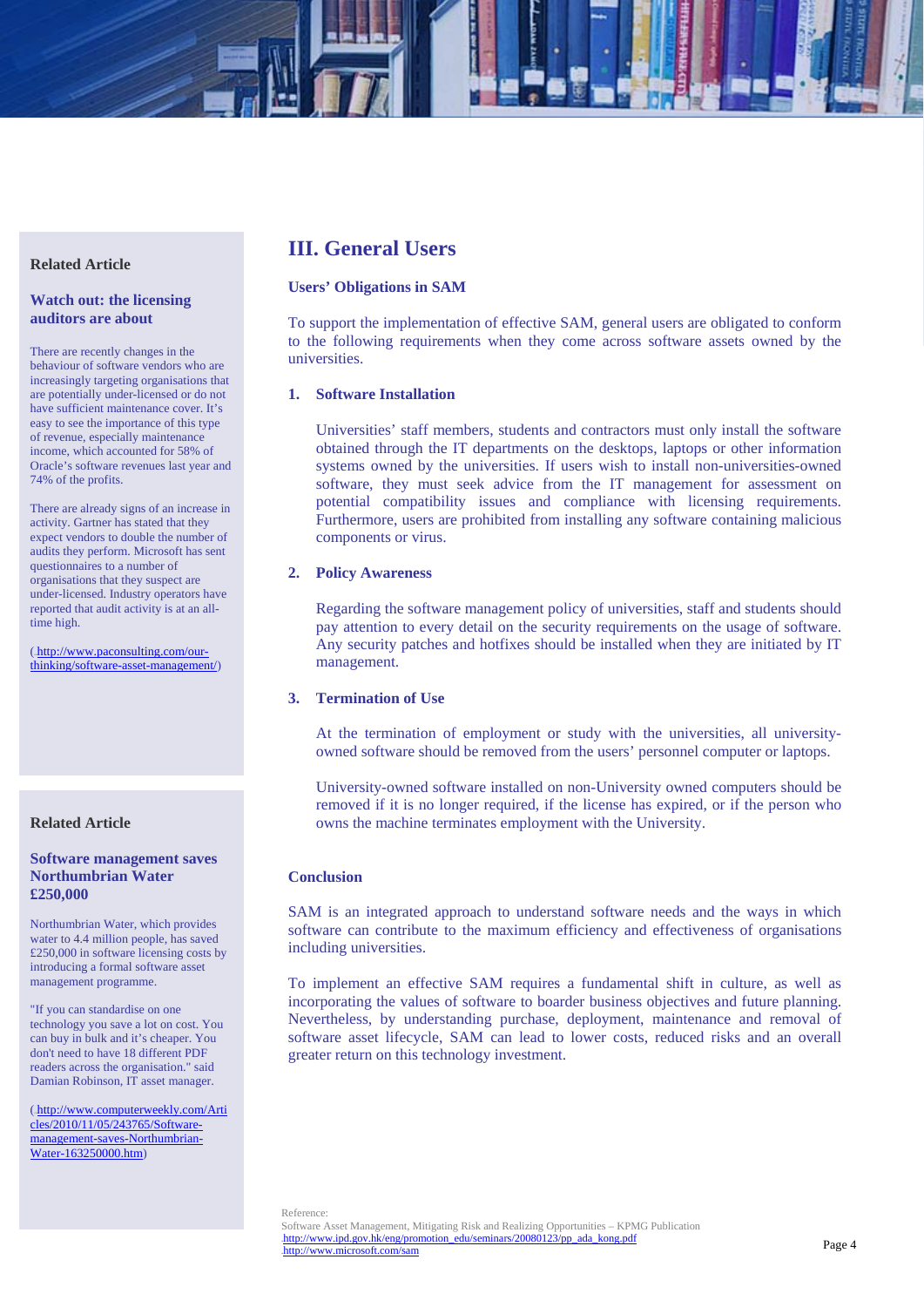## III. General Users

### Users' Obligations in SAM

To support the implementation of effective SAM, general users are obligated to conform to the following requirements when they come across software assets owned by the universities.

1. **Software Installation**

   Universities' staff members, students and contractors must only install the software obtained through the IT departments on the desktops, laptops or other information systems owned by the universities. If users wish to install non-universities-owned software, they must seek advice from the IT management for assessment on potential compatibility issues and compliance with licensing requirements. Furthermore, users are prohibited from installing any software containing malicious components or virus.

2. **Policy Awareness**

   Regarding the software management policy of universities, staff and students should pay attention to every detail on the security requirements on the usage of software. Any security patches and hotfixes should be installed when they are initiated by IT management.

3. **Termination of Use**

   At the termination of employment or study with the universities, all university-owned software should be removed from the users' personnel computer or laptops.

   University-owned software installed on non-University owned computers should be removed if it is no longer required, if the license has expired, or if the person who owns the machine terminates employment with the University.

### Conclusion

SAM is an integrated approach to understand software needs and the ways in which software can contribute to the maximum efficiency and effectiveness of organisations including universities.

To implement an effective SAM requires a fundamental shift in culture, as well as incorporating the values of software to boarder business objectives and future planning. Nevertheless, by understanding purchase, deployment, maintenance and removal of software asset lifecycle, SAM can lead to lower costs, reduced risks and an overall greater return on this technology investment.

---

**Related Article**

**Watch out: the licensing auditors are about**

There are recently changes in the behaviour of software vendors who are increasingly targeting organisations that are potentially under-licensed or do not have sufficient maintenance cover. It's easy to see the importance of this type of revenue, especially maintenance income, which accounted for 58% of Oracle's software revenues last year and 74% of the profits.

There are already signs of an increase in activity. Gartner has stated that they expect vendors to double the number of audits they perform. Microsoft has sent questionnaires to a number of organisations that they suspect are under-licensed. Industry operators have reported that audit activity is at an all-time high.

(http://www.paconsulting.com/our-thinking/software-asset-management/)

**Related Article**

**Software management saves Northumbrian Water £250,000**

Northumbrian Water, which provides water to 4.4 million people, has saved £250,000 in software licensing costs by introducing a formal software asset management programme.

"If you can standardise on one technology you save a lot on cost. You can buy in bulk and it's cheaper. You don't need to have 18 different PDF readers across the organisation." said Damian Robinson, IT asset manager.

(http://www.computerweekly.com/Articles/2010/11/05/243765/Software-management-saves-Northumbrian-Water-163250000.htm)

---

Reference:
Software Asset Management, Mitigating Risk and Realizing Opportunities – KPMG Publication
http://www.ipd.gov.hk/eng/promotion_edu/seminars/20080123/pp_ada_kong.pdf
http://www.microsoft.com/sam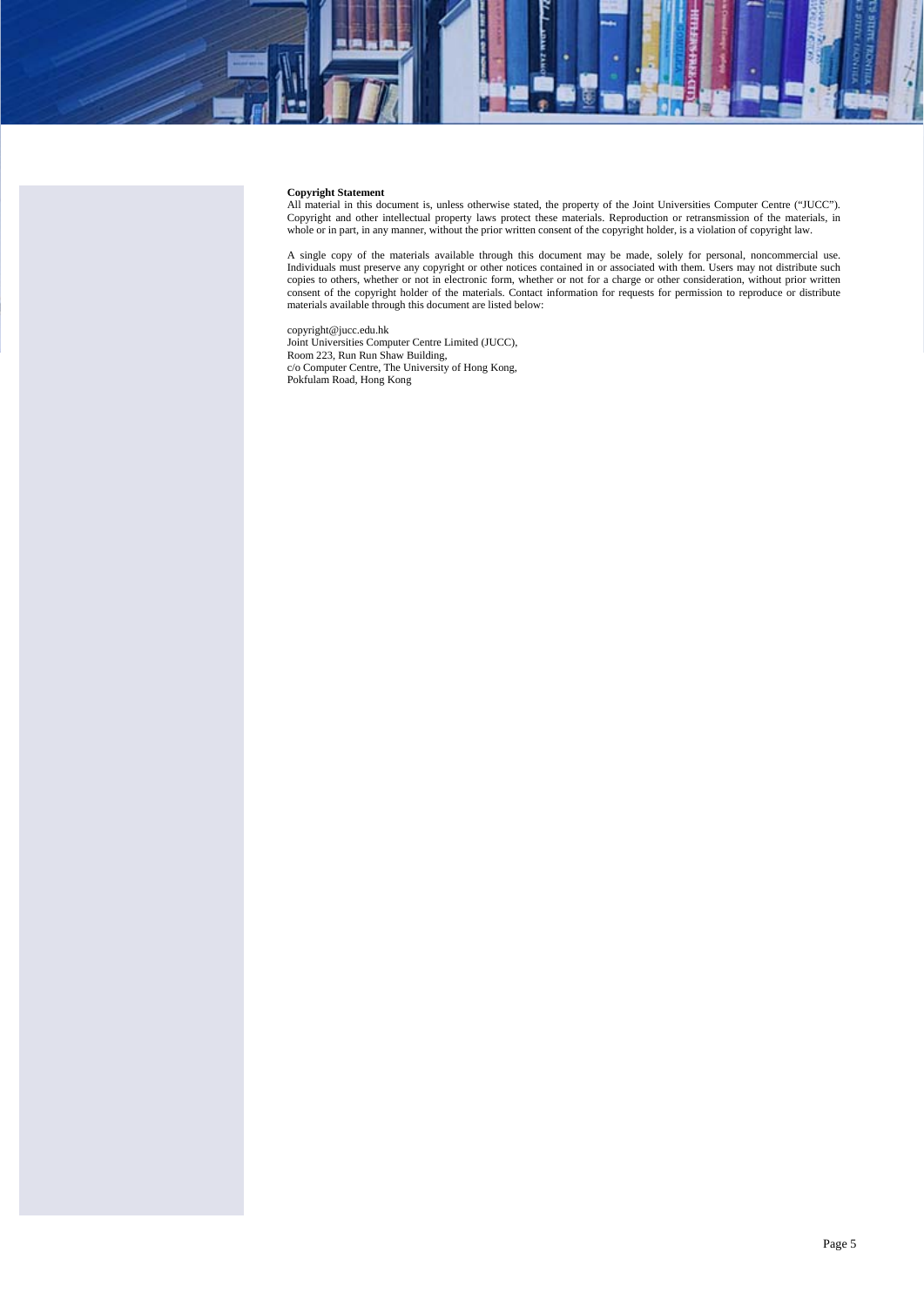**Copyright Statement**

All material in this document is, unless otherwise stated, the property of the Joint Universities Computer Centre ("JUCC"). Copyright and other intellectual property laws protect these materials. Reproduction or retransmission of the materials, in whole or in part, in any manner, without the prior written consent of the copyright holder, is a violation of copyright law.

A single copy of the materials available through this document may be made, solely for personal, noncommercial use. Individuals must preserve any copyright or other notices contained in or associated with them. Users may not distribute such copies to others, whether or not in electronic form, whether or not for a charge or other consideration, without prior written consent of the copyright holder of the materials. Contact information for requests for permission to reproduce or distribute materials available through this document are listed below:

copyright@jucc.edu.hk
Joint Universities Computer Centre Limited (JUCC),
Room 223, Run Run Shaw Building,
c/o Computer Centre, The University of Hong Kong,
Pokfulam Road, Hong Kong